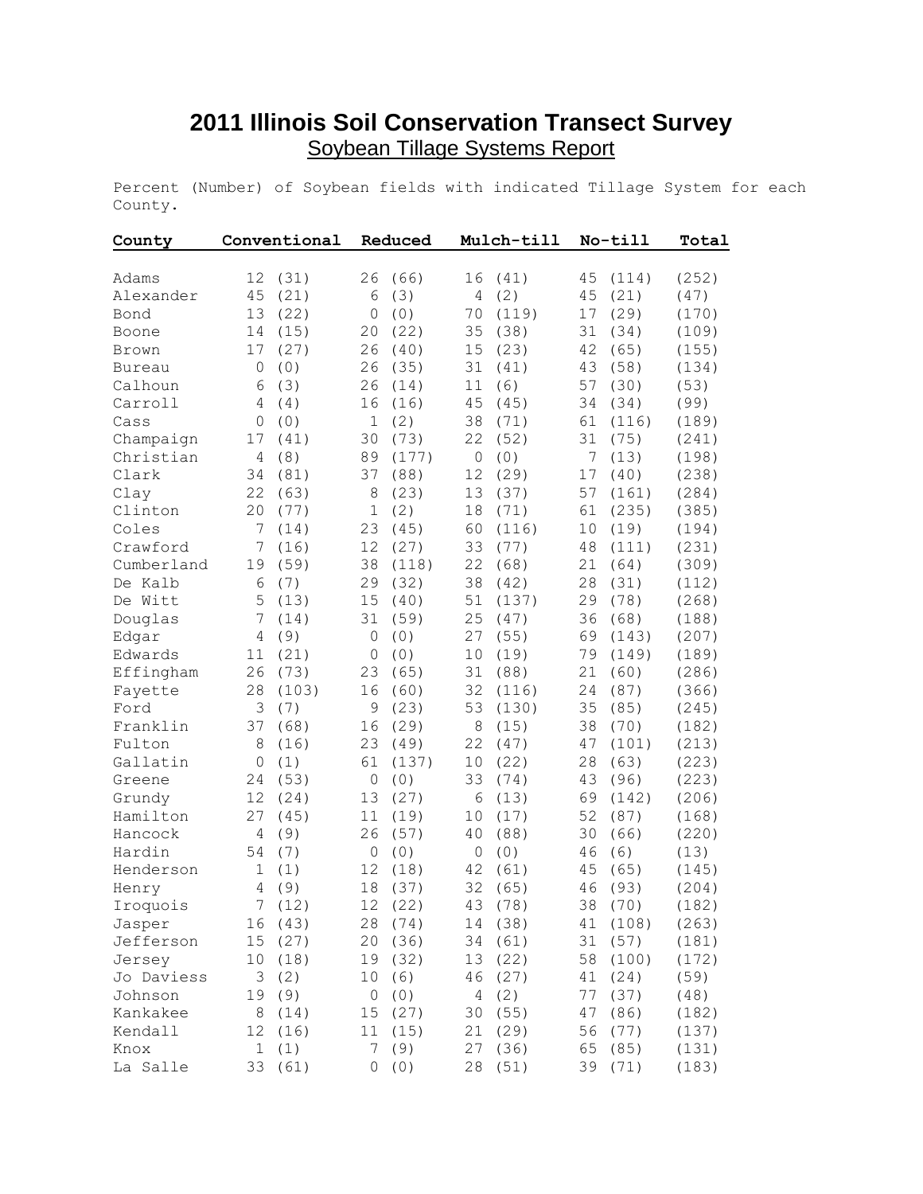# 2011 Illinois Soil Conservation Transect Survey

Soybean Tillage Systems Report

Percent (Number) of Soybean fields with indicated Tillage System for each County.

| County | Conventional | Reduced | Mulch-till | No-till | Total |
|---|---|---|---|---|---|
| Adams | 12 (31) | 26 (66) | 16 (41) | 45 (114) | (252) |
| Alexander | 45 (21) | 6 (3) | 4 (2) | 45 (21) | (47) |
| Bond | 13 (22) | 0 (0) | 70 (119) | 17 (29) | (170) |
| Boone | 14 (15) | 20 (22) | 35 (38) | 31 (34) | (109) |
| Brown | 17 (27) | 26 (40) | 15 (23) | 42 (65) | (155) |
| Bureau | 0 (0) | 26 (35) | 31 (41) | 43 (58) | (134) |
| Calhoun | 6 (3) | 26 (14) | 11 (6) | 57 (30) | (53) |
| Carroll | 4 (4) | 16 (16) | 45 (45) | 34 (34) | (99) |
| Cass | 0 (0) | 1 (2) | 38 (71) | 61 (116) | (189) |
| Champaign | 17 (41) | 30 (73) | 22 (52) | 31 (75) | (241) |
| Christian | 4 (8) | 89 (177) | 0 (0) | 7 (13) | (198) |
| Clark | 34 (81) | 37 (88) | 12 (29) | 17 (40) | (238) |
| Clay | 22 (63) | 8 (23) | 13 (37) | 57 (161) | (284) |
| Clinton | 20 (77) | 1 (2) | 18 (71) | 61 (235) | (385) |
| Coles | 7 (14) | 23 (45) | 60 (116) | 10 (19) | (194) |
| Crawford | 7 (16) | 12 (27) | 33 (77) | 48 (111) | (231) |
| Cumberland | 19 (59) | 38 (118) | 22 (68) | 21 (64) | (309) |
| De Kalb | 6 (7) | 29 (32) | 38 (42) | 28 (31) | (112) |
| De Witt | 5 (13) | 15 (40) | 51 (137) | 29 (78) | (268) |
| Douglas | 7 (14) | 31 (59) | 25 (47) | 36 (68) | (188) |
| Edgar | 4 (9) | 0 (0) | 27 (55) | 69 (143) | (207) |
| Edwards | 11 (21) | 0 (0) | 10 (19) | 79 (149) | (189) |
| Effingham | 26 (73) | 23 (65) | 31 (88) | 21 (60) | (286) |
| Fayette | 28 (103) | 16 (60) | 32 (116) | 24 (87) | (366) |
| Ford | 3 (7) | 9 (23) | 53 (130) | 35 (85) | (245) |
| Franklin | 37 (68) | 16 (29) | 8 (15) | 38 (70) | (182) |
| Fulton | 8 (16) | 23 (49) | 22 (47) | 47 (101) | (213) |
| Gallatin | 0 (1) | 61 (137) | 10 (22) | 28 (63) | (223) |
| Greene | 24 (53) | 0 (0) | 33 (74) | 43 (96) | (223) |
| Grundy | 12 (24) | 13 (27) | 6 (13) | 69 (142) | (206) |
| Hamilton | 27 (45) | 11 (19) | 10 (17) | 52 (87) | (168) |
| Hancock | 4 (9) | 26 (57) | 40 (88) | 30 (66) | (220) |
| Hardin | 54 (7) | 0 (0) | 0 (0) | 46 (6) | (13) |
| Henderson | 1 (1) | 12 (18) | 42 (61) | 45 (65) | (145) |
| Henry | 4 (9) | 18 (37) | 32 (65) | 46 (93) | (204) |
| Iroquois | 7 (12) | 12 (22) | 43 (78) | 38 (70) | (182) |
| Jasper | 16 (43) | 28 (74) | 14 (38) | 41 (108) | (263) |
| Jefferson | 15 (27) | 20 (36) | 34 (61) | 31 (57) | (181) |
| Jersey | 10 (18) | 19 (32) | 13 (22) | 58 (100) | (172) |
| Jo Daviess | 3 (2) | 10 (6) | 46 (27) | 41 (24) | (59) |
| Johnson | 19 (9) | 0 (0) | 4 (2) | 77 (37) | (48) |
| Kankakee | 8 (14) | 15 (27) | 30 (55) | 47 (86) | (182) |
| Kendall | 12 (16) | 11 (15) | 21 (29) | 56 (77) | (137) |
| Knox | 1 (1) | 7 (9) | 27 (36) | 65 (85) | (131) |
| La Salle | 33 (61) | 0 (0) | 28 (51) | 39 (71) | (183) |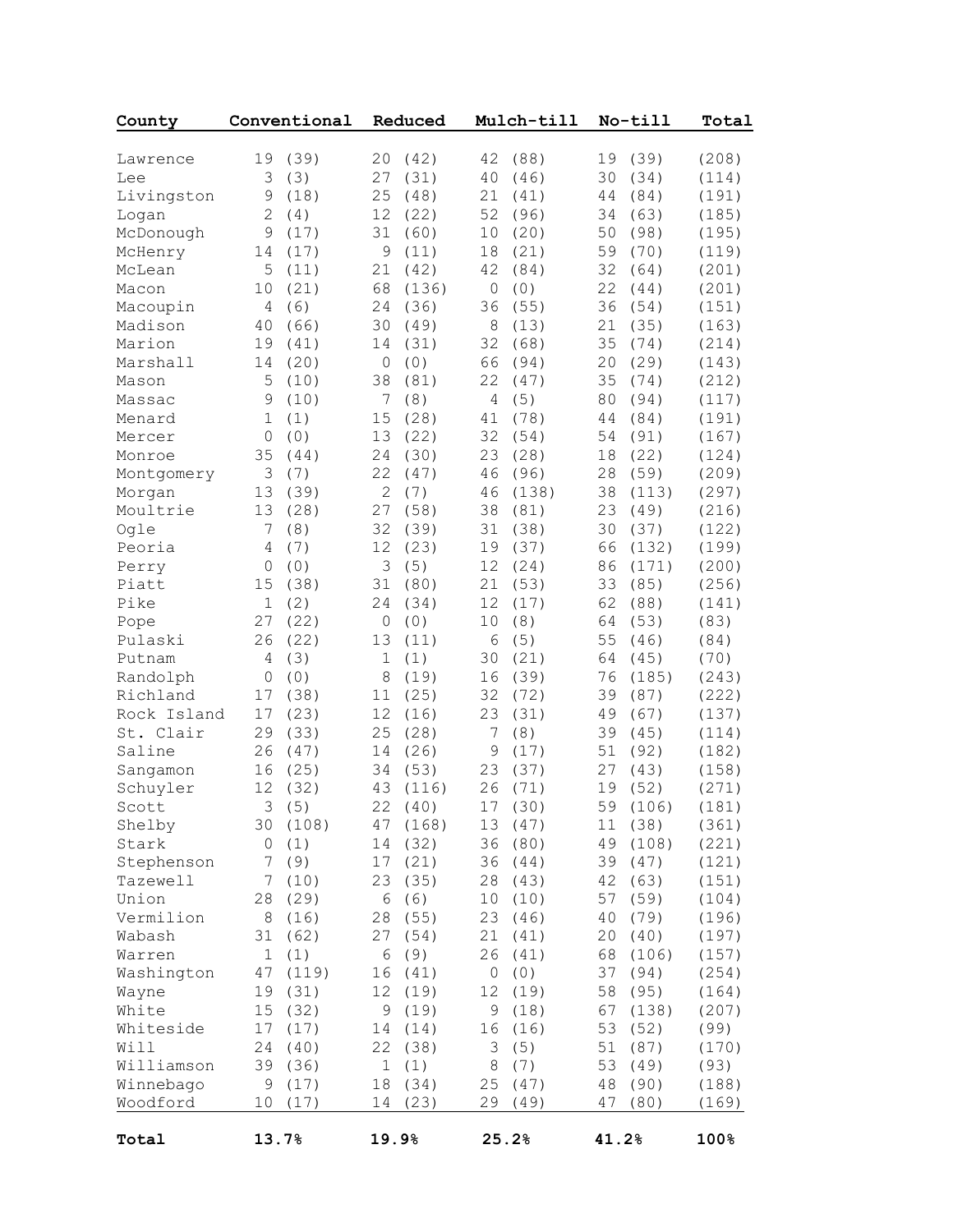| County | Conventional | Reduced | Mulch-till | No-till | Total |
|---|---|---|---|---|---|
| Lawrence | 19 (39) | 20 (42) | 42 (88) | 19 (39) | (208) |
| Lee | 3 (3) | 27 (31) | 40 (46) | 30 (34) | (114) |
| Livingston | 9 (18) | 25 (48) | 21 (41) | 44 (84) | (191) |
| Logan | 2 (4) | 12 (22) | 52 (96) | 34 (63) | (185) |
| McDonough | 9 (17) | 31 (60) | 10 (20) | 50 (98) | (195) |
| McHenry | 14 (17) | 9 (11) | 18 (21) | 59 (70) | (119) |
| McLean | 5 (11) | 21 (42) | 42 (84) | 32 (64) | (201) |
| Macon | 10 (21) | 68 (136) | 0 (0) | 22 (44) | (201) |
| Macoupin | 4 (6) | 24 (36) | 36 (55) | 36 (54) | (151) |
| Madison | 40 (66) | 30 (49) | 8 (13) | 21 (35) | (163) |
| Marion | 19 (41) | 14 (31) | 32 (68) | 35 (74) | (214) |
| Marshall | 14 (20) | 0 (0) | 66 (94) | 20 (29) | (143) |
| Mason | 5 (10) | 38 (81) | 22 (47) | 35 (74) | (212) |
| Massac | 9 (10) | 7 (8) | 4 (5) | 80 (94) | (117) |
| Menard | 1 (1) | 15 (28) | 41 (78) | 44 (84) | (191) |
| Mercer | 0 (0) | 13 (22) | 32 (54) | 54 (91) | (167) |
| Monroe | 35 (44) | 24 (30) | 23 (28) | 18 (22) | (124) |
| Montgomery | 3 (7) | 22 (47) | 46 (96) | 28 (59) | (209) |
| Morgan | 13 (39) | 2 (7) | 46 (138) | 38 (113) | (297) |
| Moultrie | 13 (28) | 27 (58) | 38 (81) | 23 (49) | (216) |
| Ogle | 7 (8) | 32 (39) | 31 (38) | 30 (37) | (122) |
| Peoria | 4 (7) | 12 (23) | 19 (37) | 66 (132) | (199) |
| Perry | 0 (0) | 3 (5) | 12 (24) | 86 (171) | (200) |
| Piatt | 15 (38) | 31 (80) | 21 (53) | 33 (85) | (256) |
| Pike | 1 (2) | 24 (34) | 12 (17) | 62 (88) | (141) |
| Pope | 27 (22) | 0 (0) | 10 (8) | 64 (53) | (83) |
| Pulaski | 26 (22) | 13 (11) | 6 (5) | 55 (46) | (84) |
| Putnam | 4 (3) | 1 (1) | 30 (21) | 64 (45) | (70) |
| Randolph | 0 (0) | 8 (19) | 16 (39) | 76 (185) | (243) |
| Richland | 17 (38) | 11 (25) | 32 (72) | 39 (87) | (222) |
| Rock Island | 17 (23) | 12 (16) | 23 (31) | 49 (67) | (137) |
| St. Clair | 29 (33) | 25 (28) | 7 (8) | 39 (45) | (114) |
| Saline | 26 (47) | 14 (26) | 9 (17) | 51 (92) | (182) |
| Sangamon | 16 (25) | 34 (53) | 23 (37) | 27 (43) | (158) |
| Schuyler | 12 (32) | 43 (116) | 26 (71) | 19 (52) | (271) |
| Scott | 3 (5) | 22 (40) | 17 (30) | 59 (106) | (181) |
| Shelby | 30 (108) | 47 (168) | 13 (47) | 11 (38) | (361) |
| Stark | 0 (1) | 14 (32) | 36 (80) | 49 (108) | (221) |
| Stephenson | 7 (9) | 17 (21) | 36 (44) | 39 (47) | (121) |
| Tazewell | 7 (10) | 23 (35) | 28 (43) | 42 (63) | (151) |
| Union | 28 (29) | 6 (6) | 10 (10) | 57 (59) | (104) |
| Vermilion | 8 (16) | 28 (55) | 23 (46) | 40 (79) | (196) |
| Wabash | 31 (62) | 27 (54) | 21 (41) | 20 (40) | (197) |
| Warren | 1 (1) | 6 (9) | 26 (41) | 68 (106) | (157) |
| Washington | 47 (119) | 16 (41) | 0 (0) | 37 (94) | (254) |
| Wayne | 19 (31) | 12 (19) | 12 (19) | 58 (95) | (164) |
| White | 15 (32) | 9 (19) | 9 (18) | 67 (138) | (207) |
| Whiteside | 17 (17) | 14 (14) | 16 (16) | 53 (52) | (99) |
| Will | 24 (40) | 22 (38) | 3 (5) | 51 (87) | (170) |
| Williamson | 39 (36) | 1 (1) | 8 (7) | 53 (49) | (93) |
| Winnebago | 9 (17) | 18 (34) | 25 (47) | 48 (90) | (188) |
| Woodford | 10 (17) | 14 (23) | 29 (49) | 47 (80) | (169) |
| **Total** | **13.7%** | **19.9%** | **25.2%** | **41.2%** | **100%** |